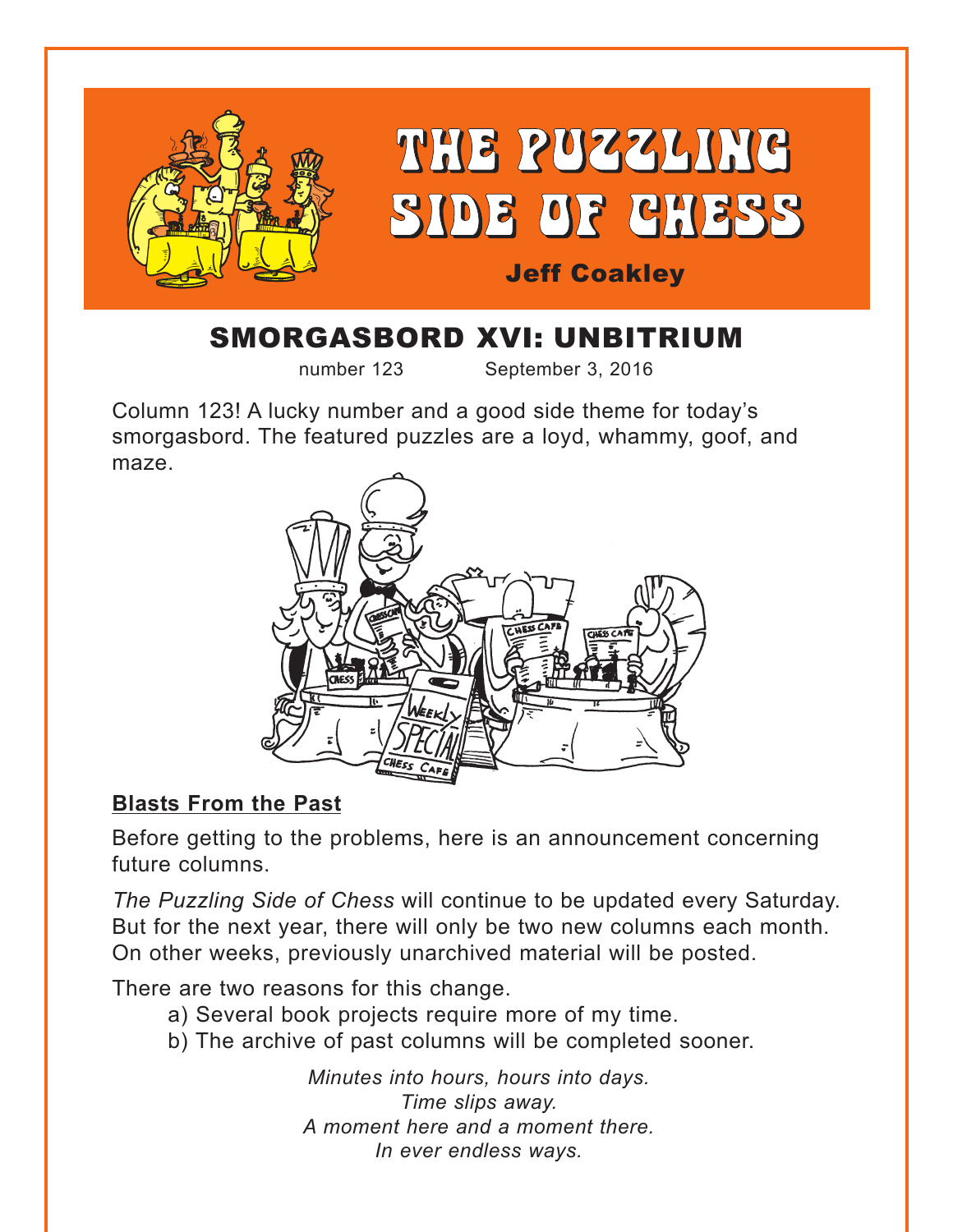# THE PUZZLING SIDE OF CHESS

Jeff Coakley

## SMORGASBORD XVI: UNBITRIUM

number 123 September 3, 2016

Column 123! A lucky number and a good side theme for today's smorgasbord. The featured puzzles are a loyd, whammy, goof, and maze.

### Blasts From the Past

Before getting to the problems, here is an announcement concerning future columns.

*The Puzzling Side of Chess* will continue to be updated every Saturday. But for the next year, there will only be two new columns each month. On other weeks, previously unarchived material will be posted.

There are two reasons for this change.

a) Several book projects require more of my time.
b) The archive of past columns will be completed sooner.

*Minutes into hours, hours into days.*
*Time slips away.*
*A moment here and a moment there.*
*In ever endless ways.*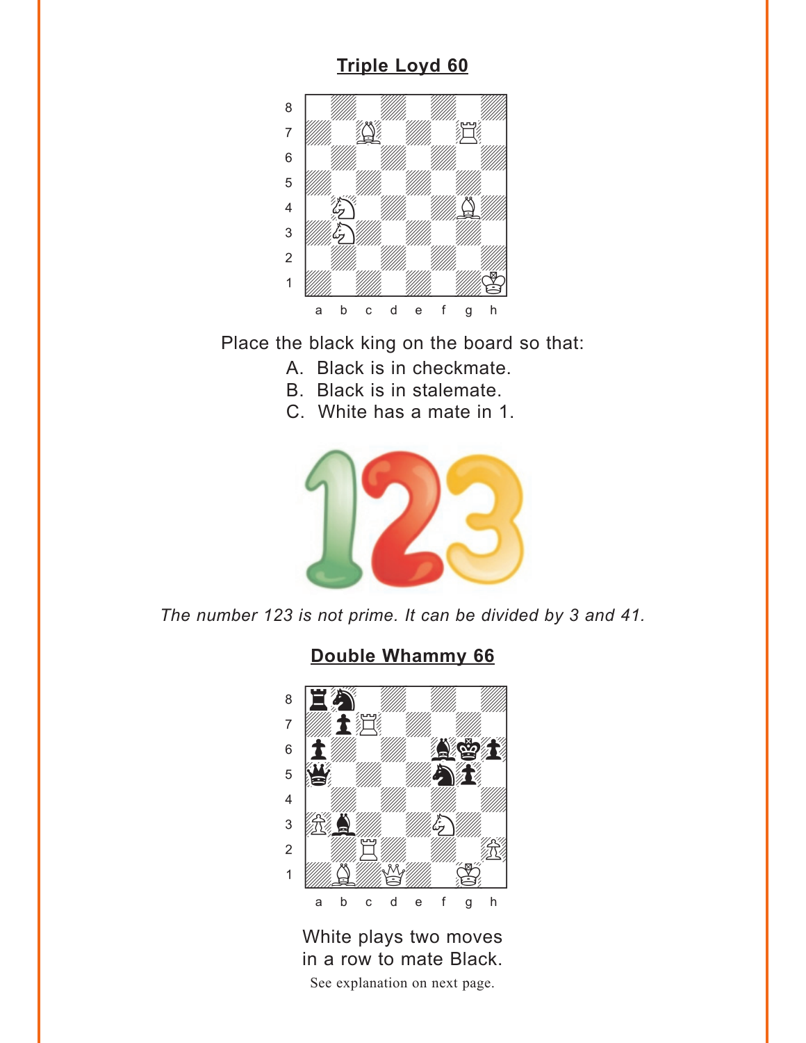## Triple Loyd 60

Place the black king on the board so that:

A. Black is in checkmate.
B. Black is in stalemate.
C. White has a mate in 1.

*The number 123 is not prime. It can be divided by 3 and 41.*

## Double Whammy 66

White plays two moves in a row to mate Black.

See explanation on next page.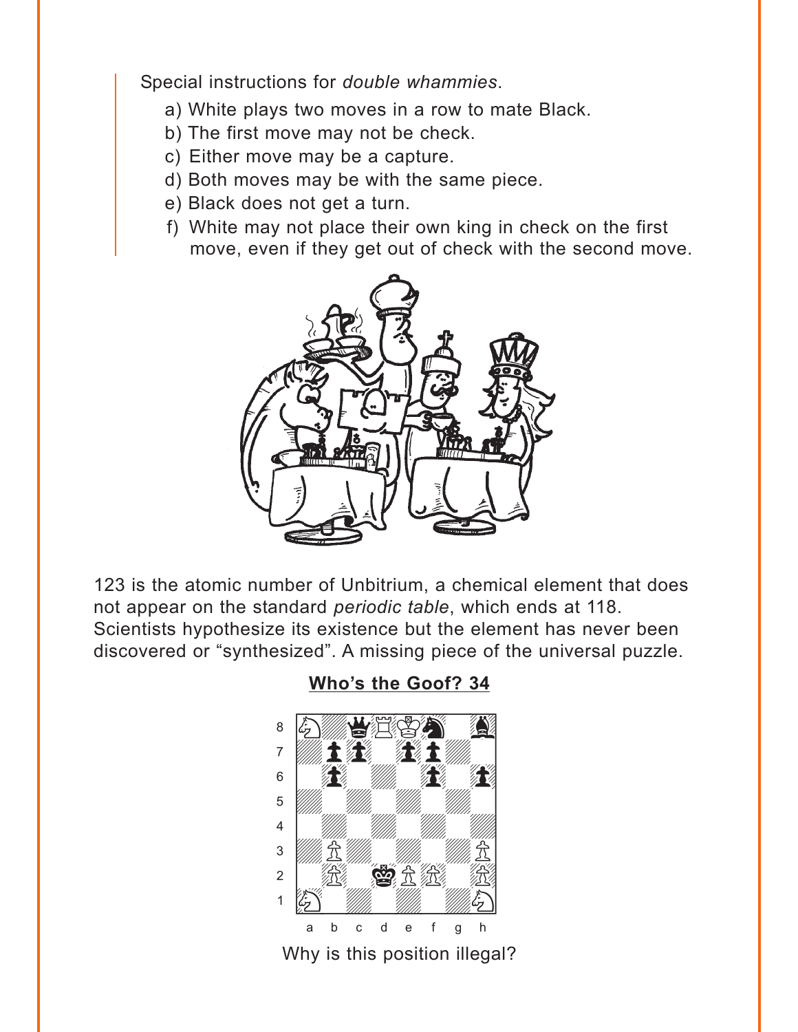Special instructions for *double whammies*.

a) White plays two moves in a row to mate Black.
b) The first move may not be check.
c) Either move may be a capture.
d) Both moves may be with the same piece.
e) Black does not get a turn.
f) White may not place their own king in check on the first move, even if they get out of check with the second move.

123 is the atomic number of Unbitrium, a chemical element that does not appear on the standard *periodic table*, which ends at 118. Scientists hypothesize its existence but the element has never been discovered or "synthesized". A missing piece of the universal puzzle.

**Who's the Goof? 34**

Why is this position illegal?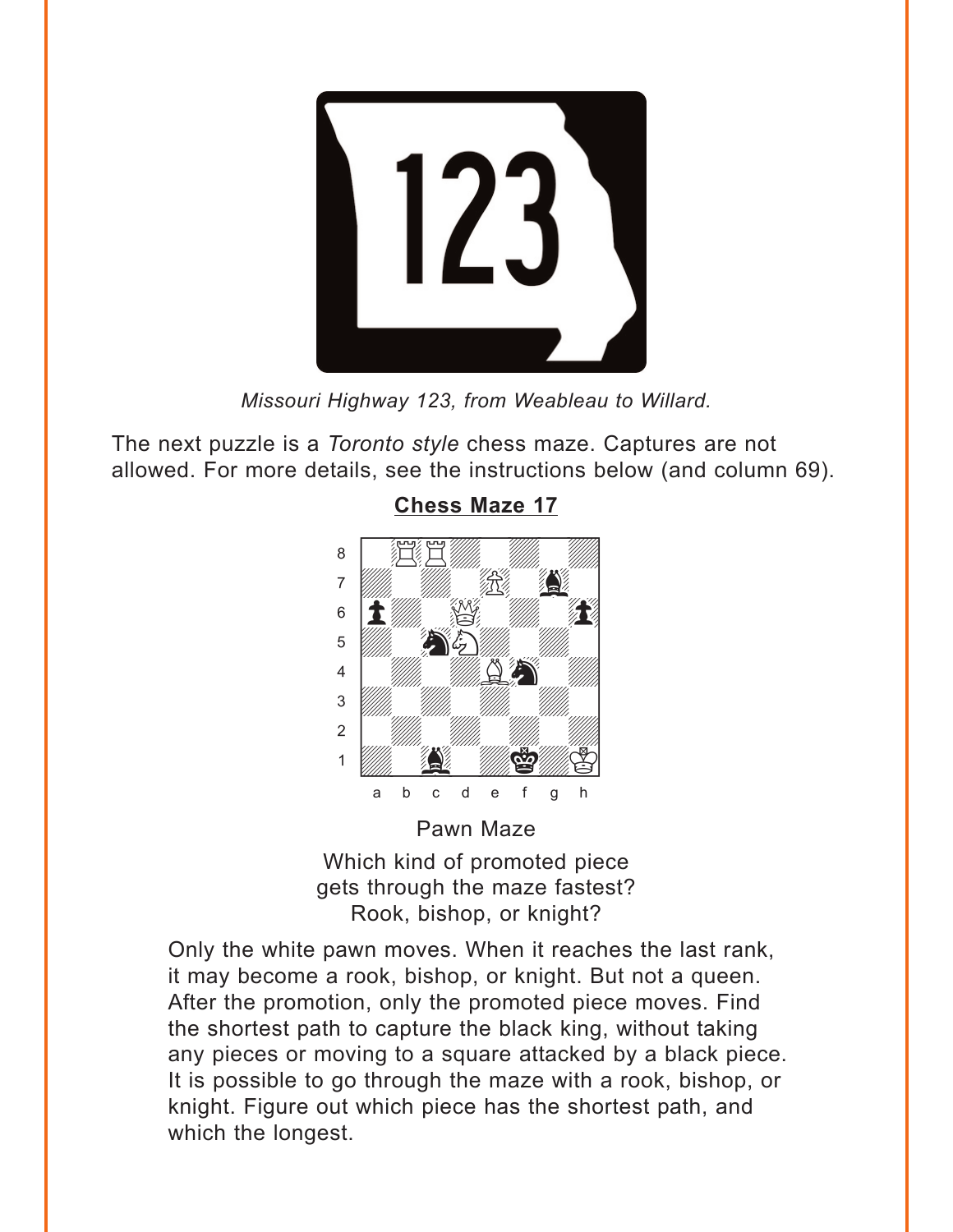Missouri Highway 123, from Weableau to Willard.

The next puzzle is a *Toronto style* chess maze. Captures are not allowed. For more details, see the instructions below (and column 69).

**Chess Maze 17**

Pawn Maze

Which kind of promoted piece gets through the maze fastest? Rook, bishop, or knight?

Only the white pawn moves. When it reaches the last rank, it may become a rook, bishop, or knight. But not a queen. After the promotion, only the promoted piece moves. Find the shortest path to capture the black king, without taking any pieces or moving to a square attacked by a black piece. It is possible to go through the maze with a rook, bishop, or knight. Figure out which piece has the shortest path, and which the longest.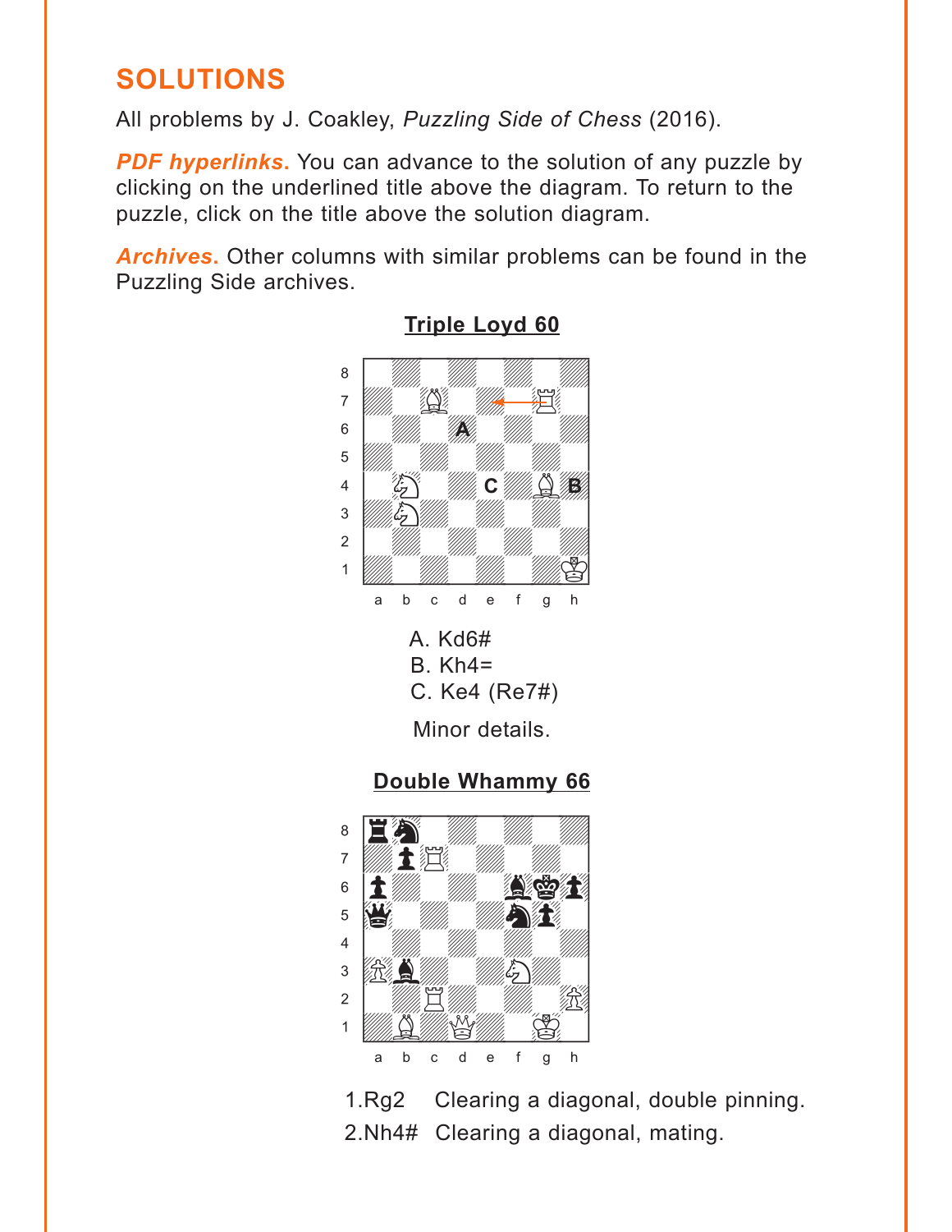# SOLUTIONS

All problems by J. Coakley, *Puzzling Side of Chess* (2016).

***PDF hyperlinks.*** You can advance to the solution of any puzzle by clicking on the underlined title above the diagram. To return to the puzzle, click on the title above the solution diagram.

***Archives.*** Other columns with similar problems can be found in the Puzzling Side archives.

## Triple Loyd 60

A. Kd6#
B. Kh4=
C. Ke4 (Re7#)

Minor details.

## Double Whammy 66

1.Rg2 Clearing a diagonal, double pinning.
2.Nh4# Clearing a diagonal, mating.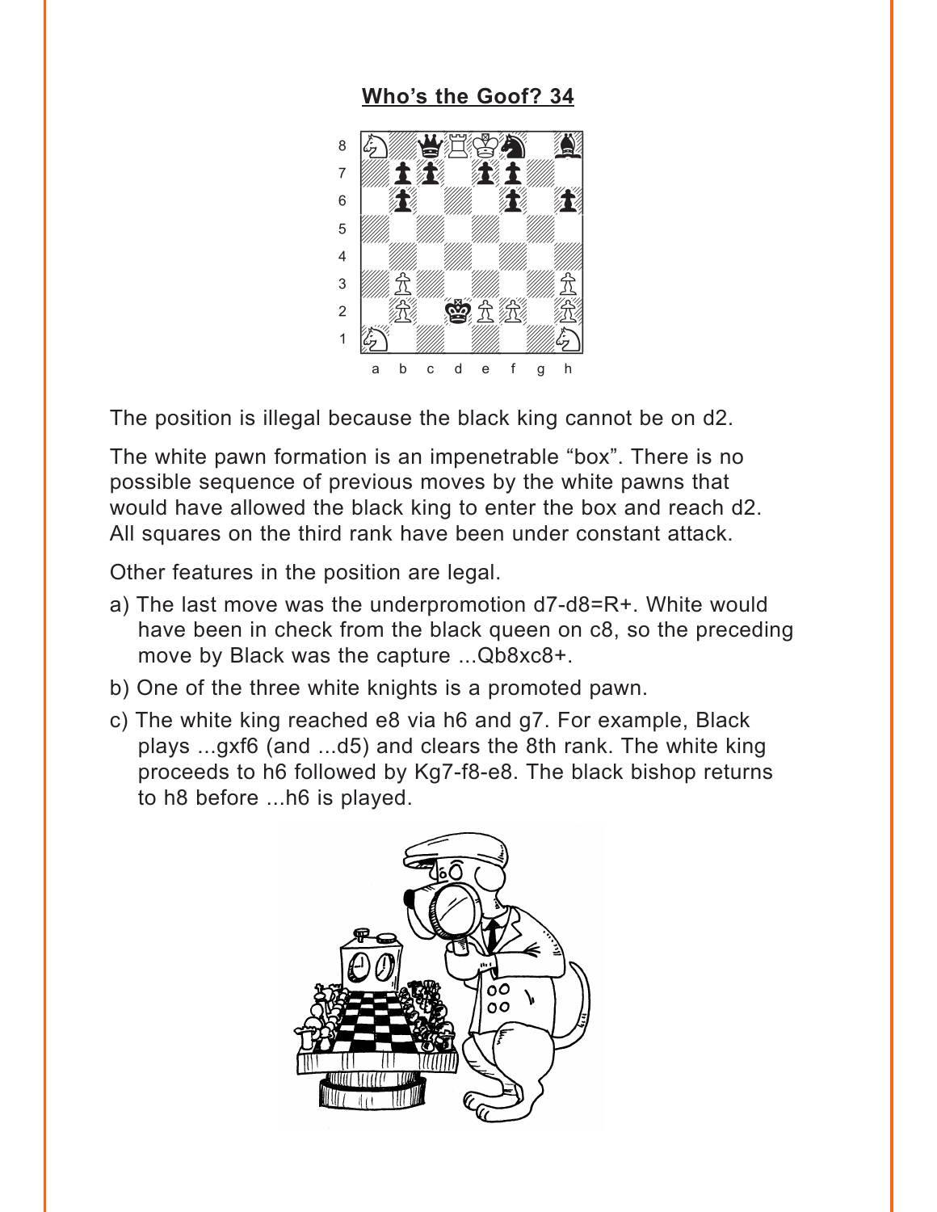## Who's the Goof? 34

The position is illegal because the black king cannot be on d2.

The white pawn formation is an impenetrable "box". There is no possible sequence of previous moves by the white pawns that would have allowed the black king to enter the box and reach d2. All squares on the third rank have been under constant attack.

Other features in the position are legal.

a) The last move was the underpromotion d7-d8=R+. White would have been in check from the black queen on c8, so the preceding move by Black was the capture ...Qb8xc8+.

b) One of the three white knights is a promoted pawn.

c) The white king reached e8 via h6 and g7. For example, Black plays ...gxf6 (and ...d5) and clears the 8th rank. The white king proceeds to h6 followed by Kg7-f8-e8. The black bishop returns to h8 before ...h6 is played.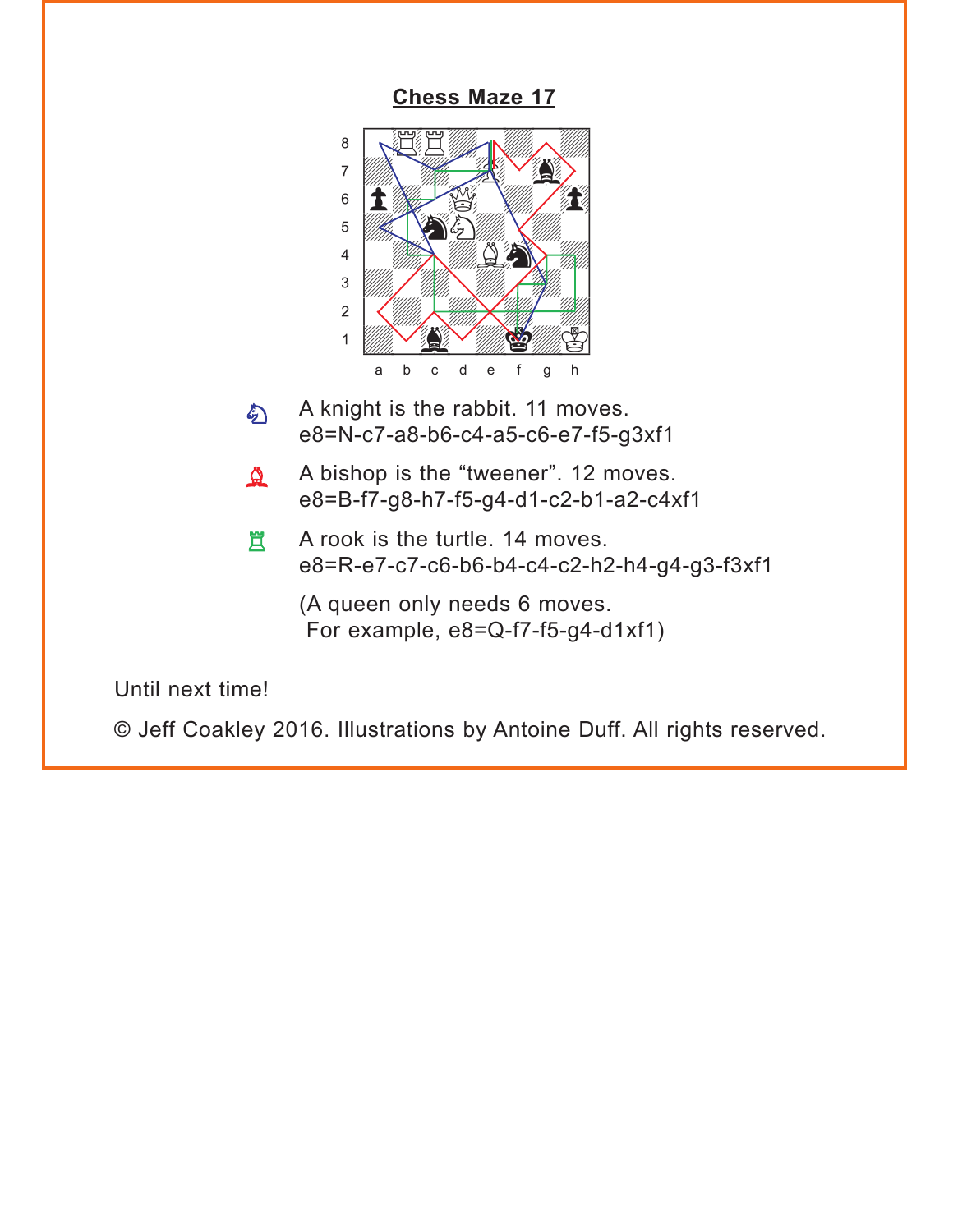## Chess Maze 17

8
7
6
5
4
3
2
1
a b c d e f g h

A knight is the rabbit. 11 moves.
e8=N-c7-a8-b6-c4-a5-c6-e7-f5-g3xf1

A bishop is the "tweener". 12 moves.
e8=B-f7-g8-h7-f5-g4-d1-c2-b1-a2-c4xf1

A rook is the turtle. 14 moves.
e8=R-e7-c7-c6-b6-b4-c4-c2-h2-h4-g4-g3-f3xf1

(A queen only needs 6 moves.
For example, e8=Q-f7-f5-g4-d1xf1)

Until next time!

© Jeff Coakley 2016. Illustrations by Antoine Duff. All rights reserved.